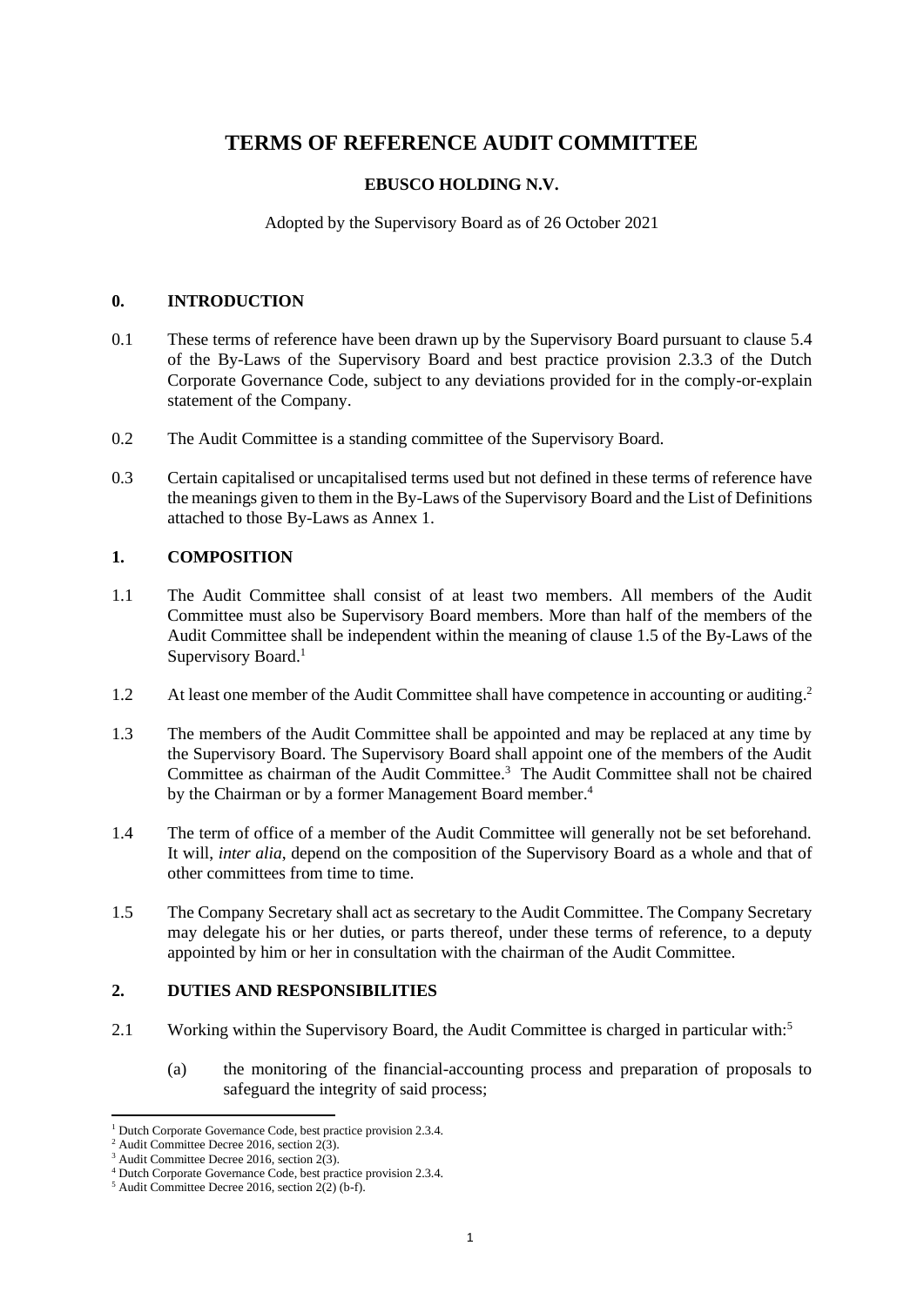# TERMS OF REFERENCE AUDIT COMMITTEE

**EBUSCO HOLDING N.V.**

Adopted by the Supervisory Board as of 26 October 2021

## 0. INTRODUCTION

0.1 These terms of reference have been drawn up by the Supervisory Board pursuant to clause 5.4 of the By-Laws of the Supervisory Board and best practice provision 2.3.3 of the Dutch Corporate Governance Code, subject to any deviations provided for in the comply-or-explain statement of the Company.

0.2 The Audit Committee is a standing committee of the Supervisory Board.

0.3 Certain capitalised or uncapitalised terms used but not defined in these terms of reference have the meanings given to them in the By-Laws of the Supervisory Board and the List of Definitions attached to those By-Laws as Annex 1.

## 1. COMPOSITION

1.1 The Audit Committee shall consist of at least two members. All members of the Audit Committee must also be Supervisory Board members. More than half of the members of the Audit Committee shall be independent within the meaning of clause 1.5 of the By-Laws of the Supervisory Board.[1]

1.2 At least one member of the Audit Committee shall have competence in accounting or auditing.[2]

1.3 The members of the Audit Committee shall be appointed and may be replaced at any time by the Supervisory Board. The Supervisory Board shall appoint one of the members of the Audit Committee as chairman of the Audit Committee.[3] The Audit Committee shall not be chaired by the Chairman or by a former Management Board member.[4]

1.4 The term of office of a member of the Audit Committee will generally not be set beforehand. It will, *inter alia*, depend on the composition of the Supervisory Board as a whole and that of other committees from time to time.

1.5 The Company Secretary shall act as secretary to the Audit Committee. The Company Secretary may delegate his or her duties, or parts thereof, under these terms of reference, to a deputy appointed by him or her in consultation with the chairman of the Audit Committee.

## 2. DUTIES AND RESPONSIBILITIES

2.1 Working within the Supervisory Board, the Audit Committee is charged in particular with:[5]

(a) the monitoring of the financial-accounting process and preparation of proposals to safeguard the integrity of said process;

---

[1] Dutch Corporate Governance Code, best practice provision 2.3.4.
[2] Audit Committee Decree 2016, section 2(3).
[3] Audit Committee Decree 2016, section 2(3).
[4] Dutch Corporate Governance Code, best practice provision 2.3.4.
[5] Audit Committee Decree 2016, section 2(2) (b-f).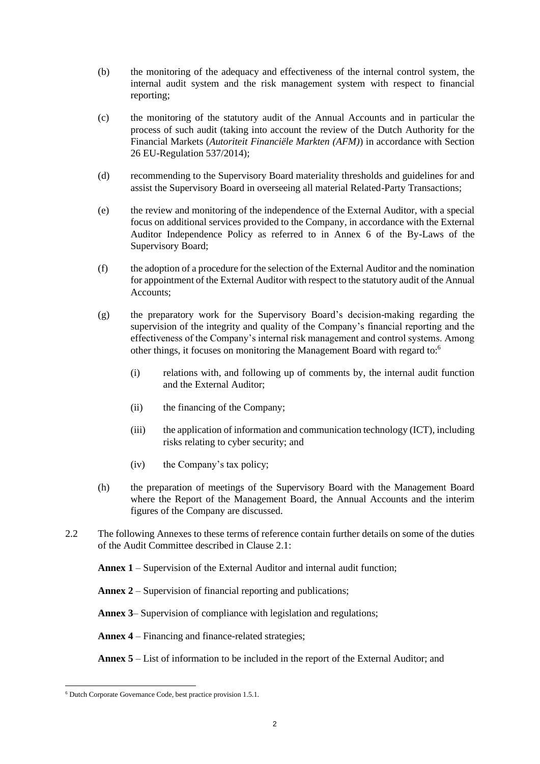(b) the monitoring of the adequacy and effectiveness of the internal control system, the internal audit system and the risk management system with respect to financial reporting;

(c) the monitoring of the statutory audit of the Annual Accounts and in particular the process of such audit (taking into account the review of the Dutch Authority for the Financial Markets (*Autoriteit Financiële Markten (AFM)*) in accordance with Section 26 EU-Regulation 537/2014);

(d) recommending to the Supervisory Board materiality thresholds and guidelines for and assist the Supervisory Board in overseeing all material Related-Party Transactions;

(e) the review and monitoring of the independence of the External Auditor, with a special focus on additional services provided to the Company, in accordance with the External Auditor Independence Policy as referred to in Annex 6 of the By-Laws of the Supervisory Board;

(f) the adoption of a procedure for the selection of the External Auditor and the nomination for appointment of the External Auditor with respect to the statutory audit of the Annual Accounts;

(g) the preparatory work for the Supervisory Board's decision-making regarding the supervision of the integrity and quality of the Company's financial reporting and the effectiveness of the Company's internal risk management and control systems. Among other things, it focuses on monitoring the Management Board with regard to:[6]

   (i) relations with, and following up of comments by, the internal audit function and the External Auditor;

   (ii) the financing of the Company;

   (iii) the application of information and communication technology (ICT), including risks relating to cyber security; and

   (iv) the Company's tax policy;

(h) the preparation of meetings of the Supervisory Board with the Management Board where the Report of the Management Board, the Annual Accounts and the interim figures of the Company are discussed.

2.2 The following Annexes to these terms of reference contain further details on some of the duties of the Audit Committee described in Clause 2.1:

**Annex 1** – Supervision of the External Auditor and internal audit function;

**Annex 2** – Supervision of financial reporting and publications;

**Annex 3**– Supervision of compliance with legislation and regulations;

**Annex 4** – Financing and finance-related strategies;

**Annex 5** – List of information to be included in the report of the External Auditor; and

[6] Dutch Corporate Governance Code, best practice provision 1.5.1.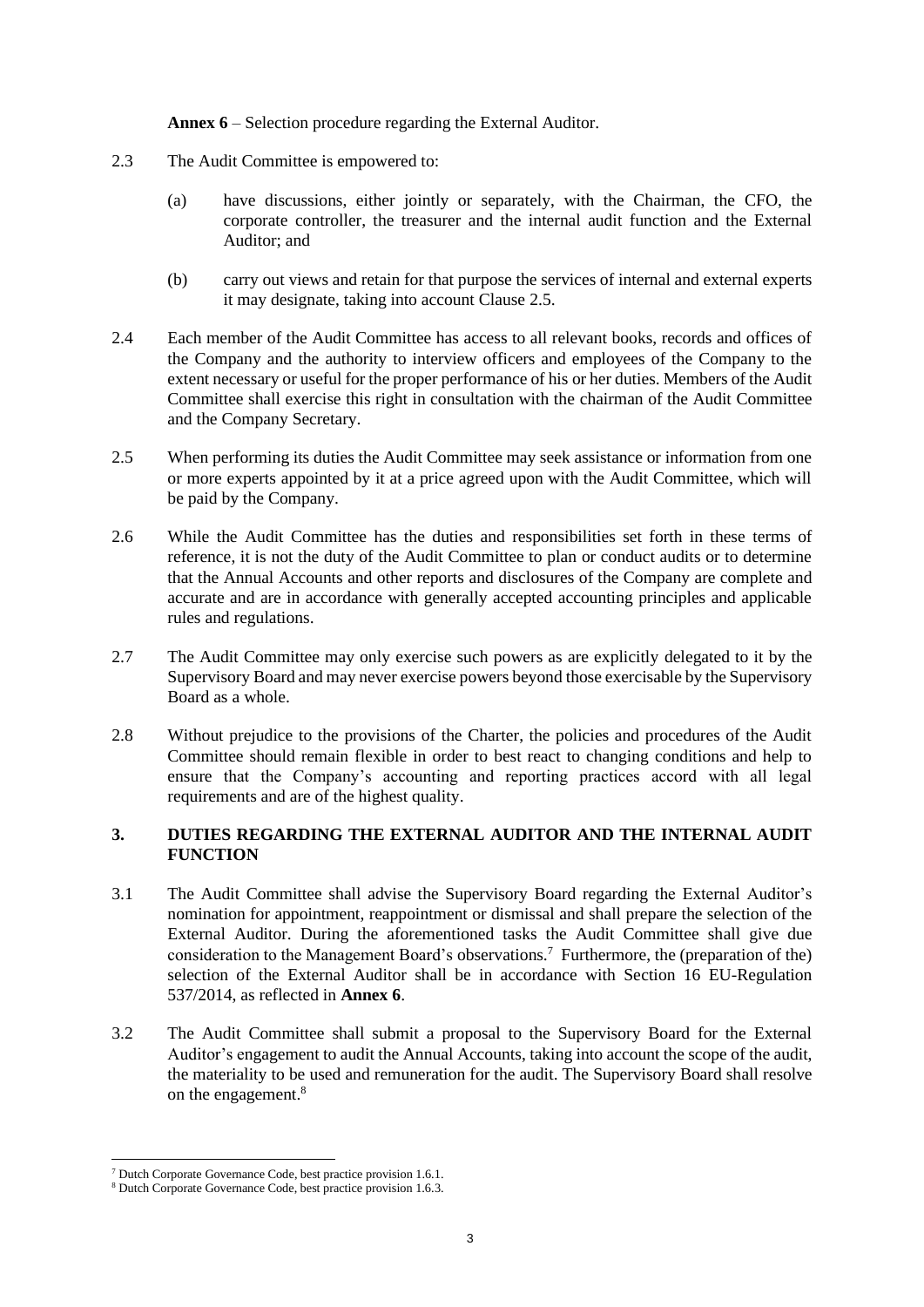**Annex 6** – Selection procedure regarding the External Auditor.

2.3 The Audit Committee is empowered to:

(a) have discussions, either jointly or separately, with the Chairman, the CFO, the corporate controller, the treasurer and the internal audit function and the External Auditor; and

(b) carry out views and retain for that purpose the services of internal and external experts it may designate, taking into account Clause 2.5.

2.4 Each member of the Audit Committee has access to all relevant books, records and offices of the Company and the authority to interview officers and employees of the Company to the extent necessary or useful for the proper performance of his or her duties. Members of the Audit Committee shall exercise this right in consultation with the chairman of the Audit Committee and the Company Secretary.

2.5 When performing its duties the Audit Committee may seek assistance or information from one or more experts appointed by it at a price agreed upon with the Audit Committee, which will be paid by the Company.

2.6 While the Audit Committee has the duties and responsibilities set forth in these terms of reference, it is not the duty of the Audit Committee to plan or conduct audits or to determine that the Annual Accounts and other reports and disclosures of the Company are complete and accurate and are in accordance with generally accepted accounting principles and applicable rules and regulations.

2.7 The Audit Committee may only exercise such powers as are explicitly delegated to it by the Supervisory Board and may never exercise powers beyond those exercisable by the Supervisory Board as a whole.

2.8 Without prejudice to the provisions of the Charter, the policies and procedures of the Audit Committee should remain flexible in order to best react to changing conditions and help to ensure that the Company's accounting and reporting practices accord with all legal requirements and are of the highest quality.

## 3. DUTIES REGARDING THE EXTERNAL AUDITOR AND THE INTERNAL AUDIT FUNCTION

3.1 The Audit Committee shall advise the Supervisory Board regarding the External Auditor's nomination for appointment, reappointment or dismissal and shall prepare the selection of the External Auditor. During the aforementioned tasks the Audit Committee shall give due consideration to the Management Board's observations.[7] Furthermore, the (preparation of the) selection of the External Auditor shall be in accordance with Section 16 EU-Regulation 537/2014, as reflected in **Annex 6**.

3.2 The Audit Committee shall submit a proposal to the Supervisory Board for the External Auditor's engagement to audit the Annual Accounts, taking into account the scope of the audit, the materiality to be used and remuneration for the audit. The Supervisory Board shall resolve on the engagement.[8]

---

[7] Dutch Corporate Governance Code, best practice provision 1.6.1.

[8] Dutch Corporate Governance Code, best practice provision 1.6.3.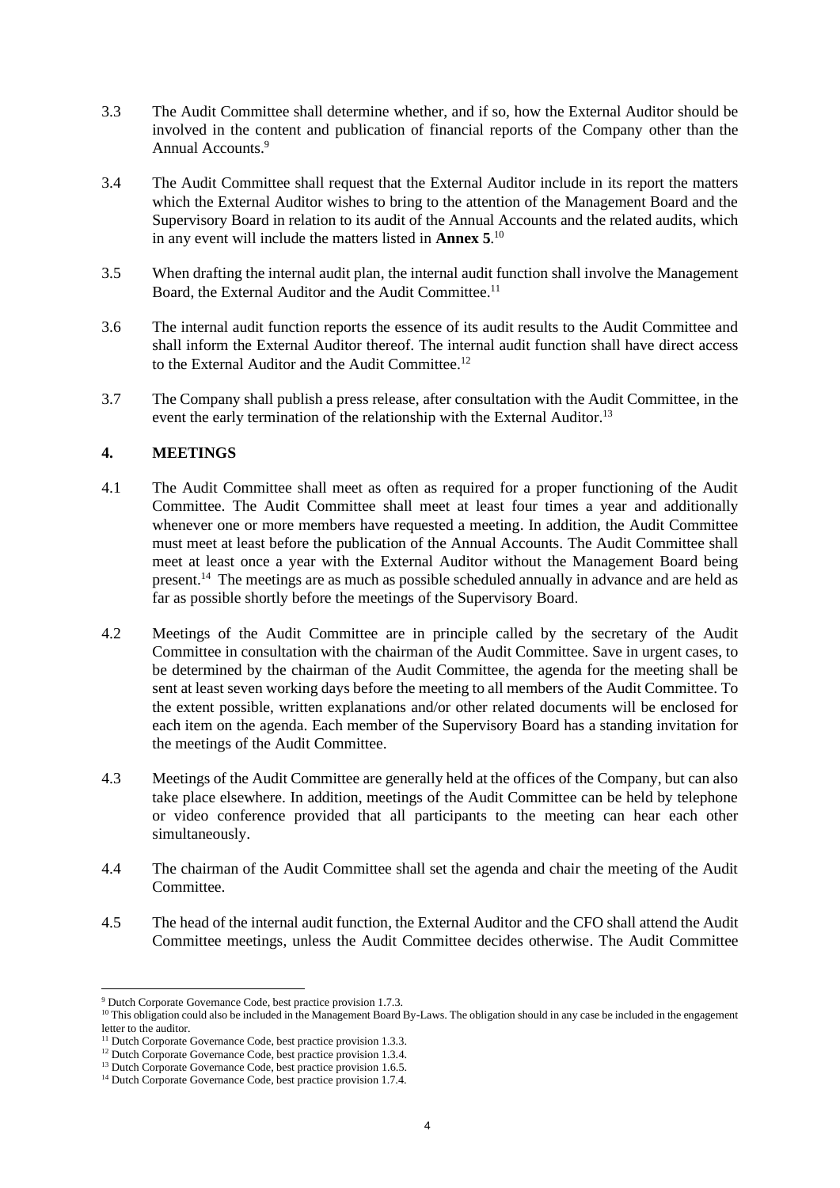3.3 The Audit Committee shall determine whether, and if so, how the External Auditor should be involved in the content and publication of financial reports of the Company other than the Annual Accounts.[9]

3.4 The Audit Committee shall request that the External Auditor include in its report the matters which the External Auditor wishes to bring to the attention of the Management Board and the Supervisory Board in relation to its audit of the Annual Accounts and the related audits, which in any event will include the matters listed in **Annex 5**.[10]

3.5 When drafting the internal audit plan, the internal audit function shall involve the Management Board, the External Auditor and the Audit Committee.[11]

3.6 The internal audit function reports the essence of its audit results to the Audit Committee and shall inform the External Auditor thereof. The internal audit function shall have direct access to the External Auditor and the Audit Committee.[12]

3.7 The Company shall publish a press release, after consultation with the Audit Committee, in the event the early termination of the relationship with the External Auditor.[13]

## 4. MEETINGS

4.1 The Audit Committee shall meet as often as required for a proper functioning of the Audit Committee. The Audit Committee shall meet at least four times a year and additionally whenever one or more members have requested a meeting. In addition, the Audit Committee must meet at least before the publication of the Annual Accounts. The Audit Committee shall meet at least once a year with the External Auditor without the Management Board being present.[14] The meetings are as much as possible scheduled annually in advance and are held as far as possible shortly before the meetings of the Supervisory Board.

4.2 Meetings of the Audit Committee are in principle called by the secretary of the Audit Committee in consultation with the chairman of the Audit Committee. Save in urgent cases, to be determined by the chairman of the Audit Committee, the agenda for the meeting shall be sent at least seven working days before the meeting to all members of the Audit Committee. To the extent possible, written explanations and/or other related documents will be enclosed for each item on the agenda. Each member of the Supervisory Board has a standing invitation for the meetings of the Audit Committee.

4.3 Meetings of the Audit Committee are generally held at the offices of the Company, but can also take place elsewhere. In addition, meetings of the Audit Committee can be held by telephone or video conference provided that all participants to the meeting can hear each other simultaneously.

4.4 The chairman of the Audit Committee shall set the agenda and chair the meeting of the Audit Committee.

4.5 The head of the internal audit function, the External Auditor and the CFO shall attend the Audit Committee meetings, unless the Audit Committee decides otherwise. The Audit Committee

---

[9] Dutch Corporate Governance Code, best practice provision 1.7.3.

[10] This obligation could also be included in the Management Board By-Laws. The obligation should in any case be included in the engagement letter to the auditor.

[11] Dutch Corporate Governance Code, best practice provision 1.3.3.

[12] Dutch Corporate Governance Code, best practice provision 1.3.4.

[13] Dutch Corporate Governance Code, best practice provision 1.6.5.

[14] Dutch Corporate Governance Code, best practice provision 1.7.4.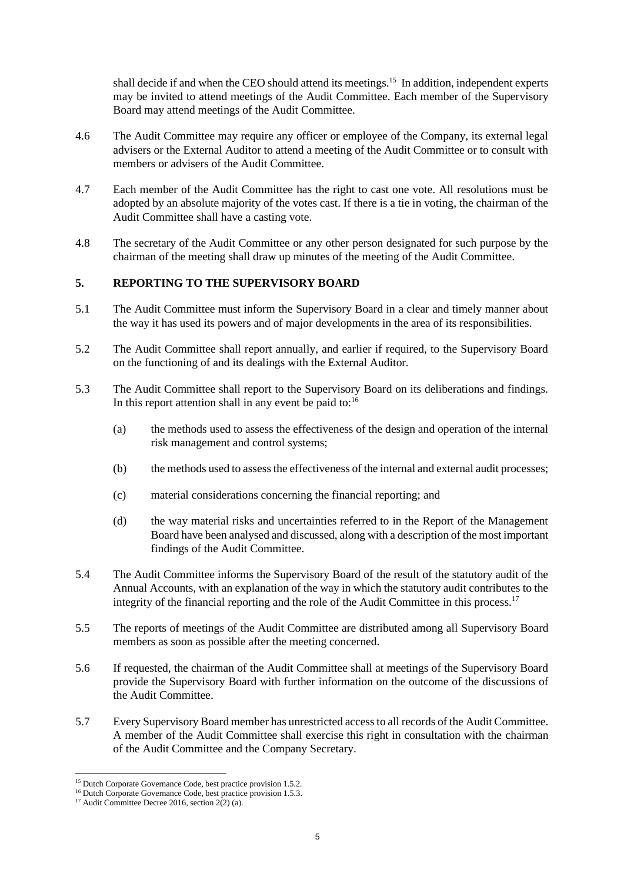shall decide if and when the CEO should attend its meetings.[15] In addition, independent experts may be invited to attend meetings of the Audit Committee. Each member of the Supervisory Board may attend meetings of the Audit Committee.

4.6 The Audit Committee may require any officer or employee of the Company, its external legal advisers or the External Auditor to attend a meeting of the Audit Committee or to consult with members or advisers of the Audit Committee.

4.7 Each member of the Audit Committee has the right to cast one vote. All resolutions must be adopted by an absolute majority of the votes cast. If there is a tie in voting, the chairman of the Audit Committee shall have a casting vote.

4.8 The secretary of the Audit Committee or any other person designated for such purpose by the chairman of the meeting shall draw up minutes of the meeting of the Audit Committee.

## 5. REPORTING TO THE SUPERVISORY BOARD

5.1 The Audit Committee must inform the Supervisory Board in a clear and timely manner about the way it has used its powers and of major developments in the area of its responsibilities.

5.2 The Audit Committee shall report annually, and earlier if required, to the Supervisory Board on the functioning of and its dealings with the External Auditor.

5.3 The Audit Committee shall report to the Supervisory Board on its deliberations and findings. In this report attention shall in any event be paid to:[16]

(a) the methods used to assess the effectiveness of the design and operation of the internal risk management and control systems;

(b) the methods used to assess the effectiveness of the internal and external audit processes;

(c) material considerations concerning the financial reporting; and

(d) the way material risks and uncertainties referred to in the Report of the Management Board have been analysed and discussed, along with a description of the most important findings of the Audit Committee.

5.4 The Audit Committee informs the Supervisory Board of the result of the statutory audit of the Annual Accounts, with an explanation of the way in which the statutory audit contributes to the integrity of the financial reporting and the role of the Audit Committee in this process.[17]

5.5 The reports of meetings of the Audit Committee are distributed among all Supervisory Board members as soon as possible after the meeting concerned.

5.6 If requested, the chairman of the Audit Committee shall at meetings of the Supervisory Board provide the Supervisory Board with further information on the outcome of the discussions of the Audit Committee.

5.7 Every Supervisory Board member has unrestricted access to all records of the Audit Committee. A member of the Audit Committee shall exercise this right in consultation with the chairman of the Audit Committee and the Company Secretary.

---

[15] Dutch Corporate Governance Code, best practice provision 1.5.2.

[16] Dutch Corporate Governance Code, best practice provision 1.5.3.

[17] Audit Committee Decree 2016, section 2(2) (a).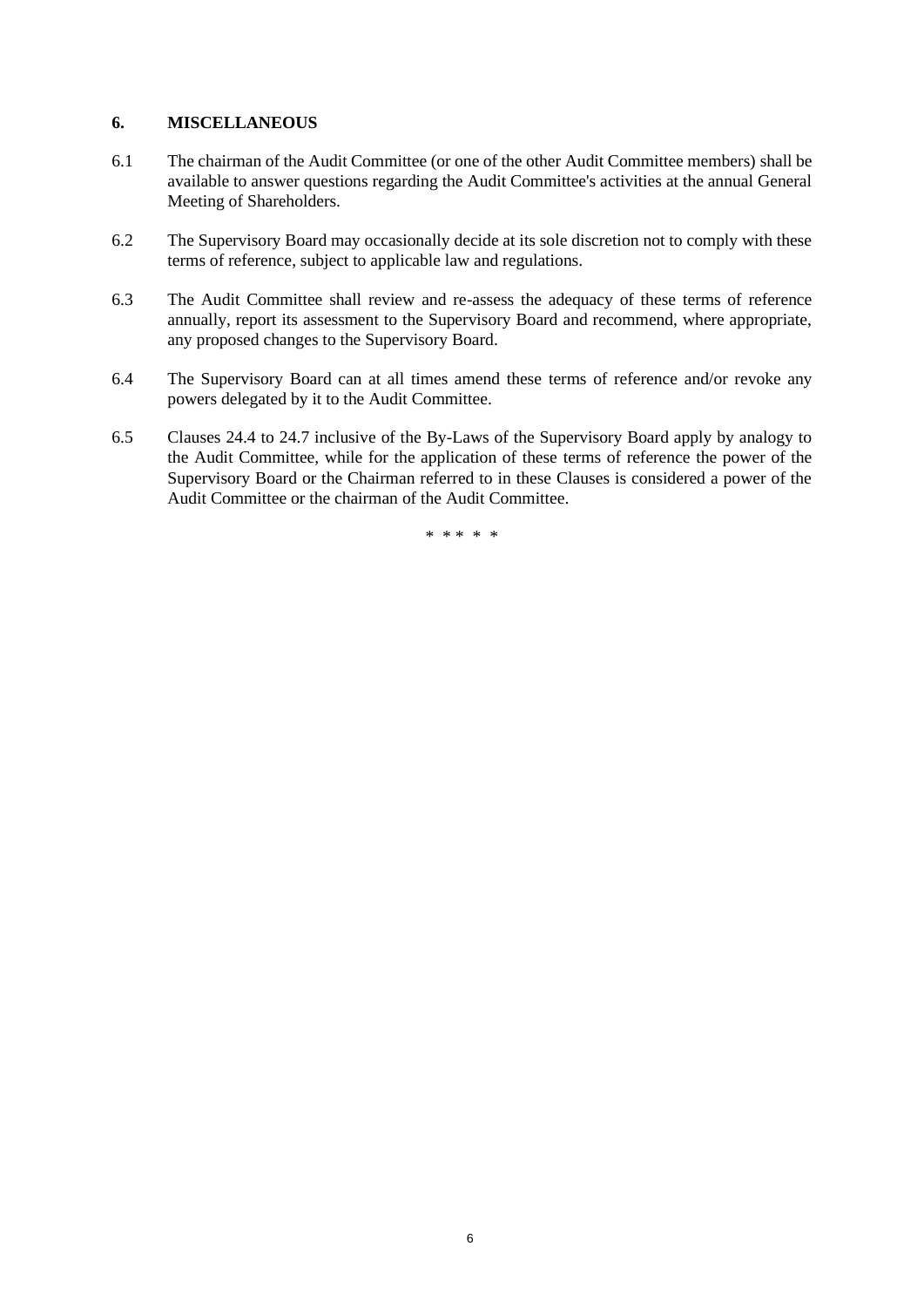## 6. MISCELLANEOUS

6.1 The chairman of the Audit Committee (or one of the other Audit Committee members) shall be available to answer questions regarding the Audit Committee's activities at the annual General Meeting of Shareholders.

6.2 The Supervisory Board may occasionally decide at its sole discretion not to comply with these terms of reference, subject to applicable law and regulations.

6.3 The Audit Committee shall review and re-assess the adequacy of these terms of reference annually, report its assessment to the Supervisory Board and recommend, where appropriate, any proposed changes to the Supervisory Board.

6.4 The Supervisory Board can at all times amend these terms of reference and/or revoke any powers delegated by it to the Audit Committee.

6.5 Clauses 24.4 to 24.7 inclusive of the By-Laws of the Supervisory Board apply by analogy to the Audit Committee, while for the application of these terms of reference the power of the Supervisory Board or the Chairman referred to in these Clauses is considered a power of the Audit Committee or the chairman of the Audit Committee.

\* \* \* \* \*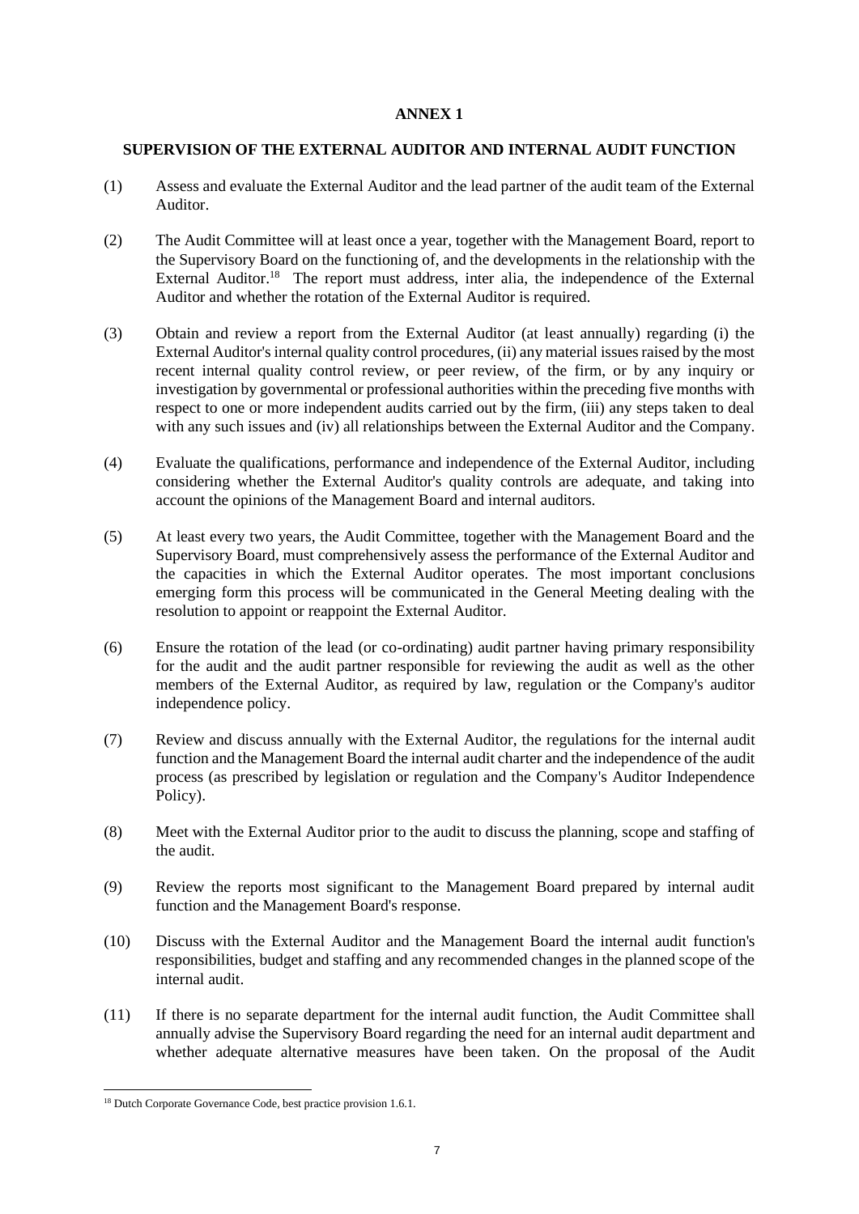# ANNEX 1

## SUPERVISION OF THE EXTERNAL AUDITOR AND INTERNAL AUDIT FUNCTION

(1) Assess and evaluate the External Auditor and the lead partner of the audit team of the External Auditor.

(2) The Audit Committee will at least once a year, together with the Management Board, report to the Supervisory Board on the functioning of, and the developments in the relationship with the External Auditor.[18] The report must address, inter alia, the independence of the External Auditor and whether the rotation of the External Auditor is required.

(3) Obtain and review a report from the External Auditor (at least annually) regarding (i) the External Auditor's internal quality control procedures, (ii) any material issues raised by the most recent internal quality control review, or peer review, of the firm, or by any inquiry or investigation by governmental or professional authorities within the preceding five months with respect to one or more independent audits carried out by the firm, (iii) any steps taken to deal with any such issues and (iv) all relationships between the External Auditor and the Company.

(4) Evaluate the qualifications, performance and independence of the External Auditor, including considering whether the External Auditor's quality controls are adequate, and taking into account the opinions of the Management Board and internal auditors.

(5) At least every two years, the Audit Committee, together with the Management Board and the Supervisory Board, must comprehensively assess the performance of the External Auditor and the capacities in which the External Auditor operates. The most important conclusions emerging form this process will be communicated in the General Meeting dealing with the resolution to appoint or reappoint the External Auditor.

(6) Ensure the rotation of the lead (or co-ordinating) audit partner having primary responsibility for the audit and the audit partner responsible for reviewing the audit as well as the other members of the External Auditor, as required by law, regulation or the Company's auditor independence policy.

(7) Review and discuss annually with the External Auditor, the regulations for the internal audit function and the Management Board the internal audit charter and the independence of the audit process (as prescribed by legislation or regulation and the Company's Auditor Independence Policy).

(8) Meet with the External Auditor prior to the audit to discuss the planning, scope and staffing of the audit.

(9) Review the reports most significant to the Management Board prepared by internal audit function and the Management Board's response.

(10) Discuss with the External Auditor and the Management Board the internal audit function's responsibilities, budget and staffing and any recommended changes in the planned scope of the internal audit.

(11) If there is no separate department for the internal audit function, the Audit Committee shall annually advise the Supervisory Board regarding the need for an internal audit department and whether adequate alternative measures have been taken. On the proposal of the Audit

[18] Dutch Corporate Governance Code, best practice provision 1.6.1.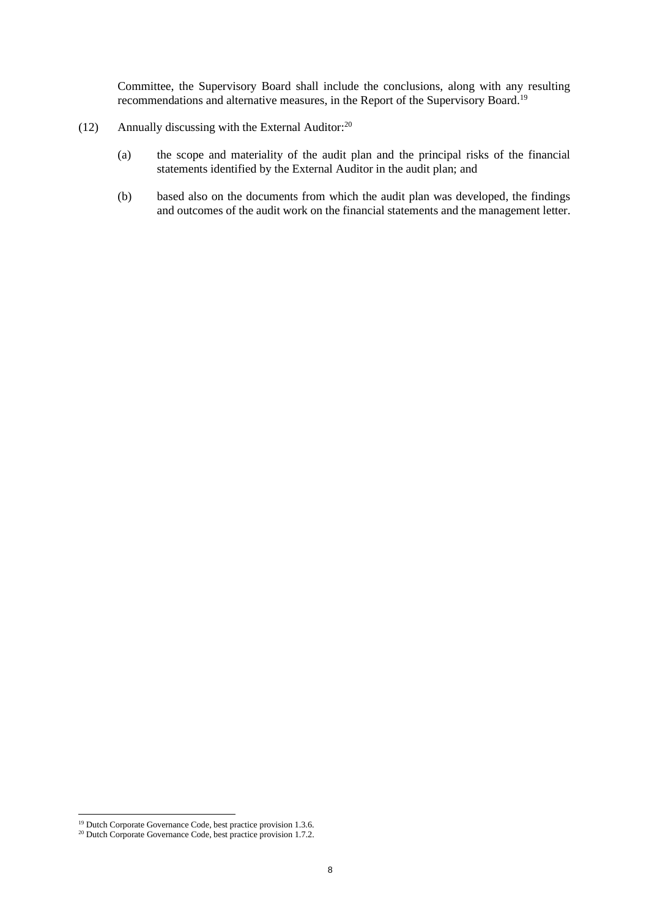Committee, the Supervisory Board shall include the conclusions, along with any resulting recommendations and alternative measures, in the Report of the Supervisory Board.[19]

(12) Annually discussing with the External Auditor:[20]

(a) the scope and materiality of the audit plan and the principal risks of the financial statements identified by the External Auditor in the audit plan; and

(b) based also on the documents from which the audit plan was developed, the findings and outcomes of the audit work on the financial statements and the management letter.

---

[19] Dutch Corporate Governance Code, best practice provision 1.3.6.

[20] Dutch Corporate Governance Code, best practice provision 1.7.2.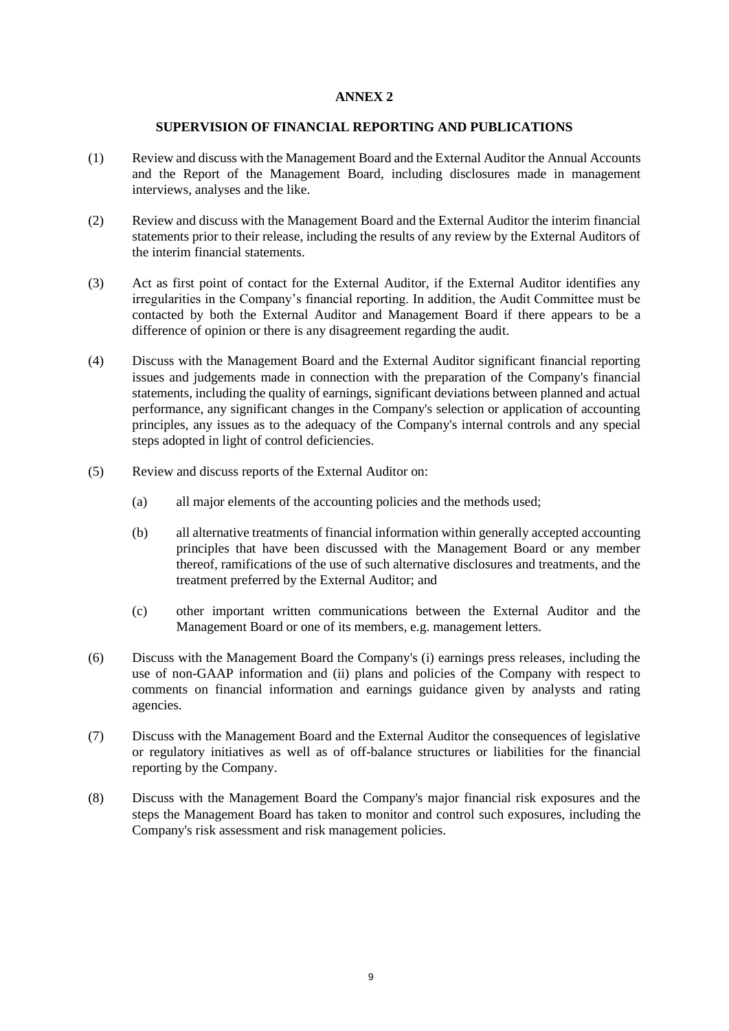## ANNEX 2

### SUPERVISION OF FINANCIAL REPORTING AND PUBLICATIONS

(1) Review and discuss with the Management Board and the External Auditor the Annual Accounts and the Report of the Management Board, including disclosures made in management interviews, analyses and the like.

(2) Review and discuss with the Management Board and the External Auditor the interim financial statements prior to their release, including the results of any review by the External Auditors of the interim financial statements.

(3) Act as first point of contact for the External Auditor, if the External Auditor identifies any irregularities in the Company's financial reporting. In addition, the Audit Committee must be contacted by both the External Auditor and Management Board if there appears to be a difference of opinion or there is any disagreement regarding the audit.

(4) Discuss with the Management Board and the External Auditor significant financial reporting issues and judgements made in connection with the preparation of the Company's financial statements, including the quality of earnings, significant deviations between planned and actual performance, any significant changes in the Company's selection or application of accounting principles, any issues as to the adequacy of the Company's internal controls and any special steps adopted in light of control deficiencies.

(5) Review and discuss reports of the External Auditor on:

   (a) all major elements of the accounting policies and the methods used;

   (b) all alternative treatments of financial information within generally accepted accounting principles that have been discussed with the Management Board or any member thereof, ramifications of the use of such alternative disclosures and treatments, and the treatment preferred by the External Auditor; and

   (c) other important written communications between the External Auditor and the Management Board or one of its members, e.g. management letters.

(6) Discuss with the Management Board the Company's (i) earnings press releases, including the use of non-GAAP information and (ii) plans and policies of the Company with respect to comments on financial information and earnings guidance given by analysts and rating agencies.

(7) Discuss with the Management Board and the External Auditor the consequences of legislative or regulatory initiatives as well as of off-balance structures or liabilities for the financial reporting by the Company.

(8) Discuss with the Management Board the Company's major financial risk exposures and the steps the Management Board has taken to monitor and control such exposures, including the Company's risk assessment and risk management policies.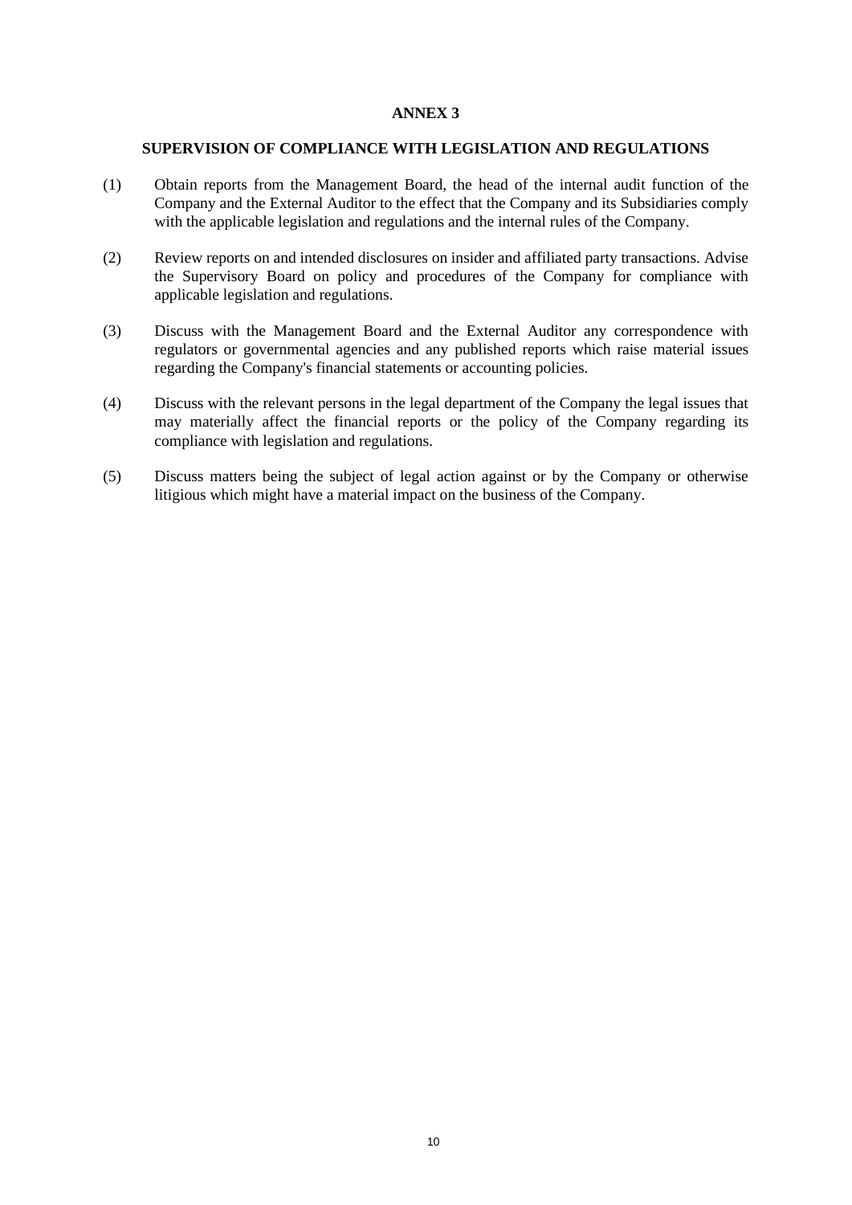# ANNEX 3

## SUPERVISION OF COMPLIANCE WITH LEGISLATION AND REGULATIONS

(1) Obtain reports from the Management Board, the head of the internal audit function of the Company and the External Auditor to the effect that the Company and its Subsidiaries comply with the applicable legislation and regulations and the internal rules of the Company.

(2) Review reports on and intended disclosures on insider and affiliated party transactions. Advise the Supervisory Board on policy and procedures of the Company for compliance with applicable legislation and regulations.

(3) Discuss with the Management Board and the External Auditor any correspondence with regulators or governmental agencies and any published reports which raise material issues regarding the Company's financial statements or accounting policies.

(4) Discuss with the relevant persons in the legal department of the Company the legal issues that may materially affect the financial reports or the policy of the Company regarding its compliance with legislation and regulations.

(5) Discuss matters being the subject of legal action against or by the Company or otherwise litigious which might have a material impact on the business of the Company.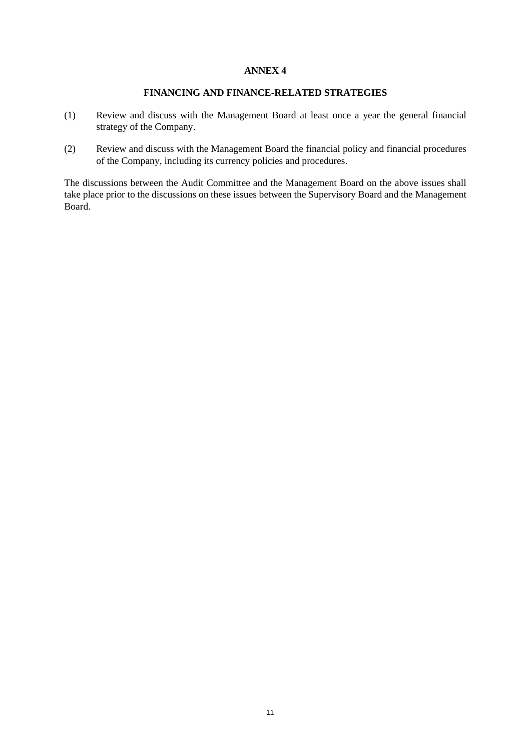# ANNEX 4

## FINANCING AND FINANCE-RELATED STRATEGIES

(1) Review and discuss with the Management Board at least once a year the general financial strategy of the Company.

(2) Review and discuss with the Management Board the financial policy and financial procedures of the Company, including its currency policies and procedures.

The discussions between the Audit Committee and the Management Board on the above issues shall take place prior to the discussions on these issues between the Supervisory Board and the Management Board.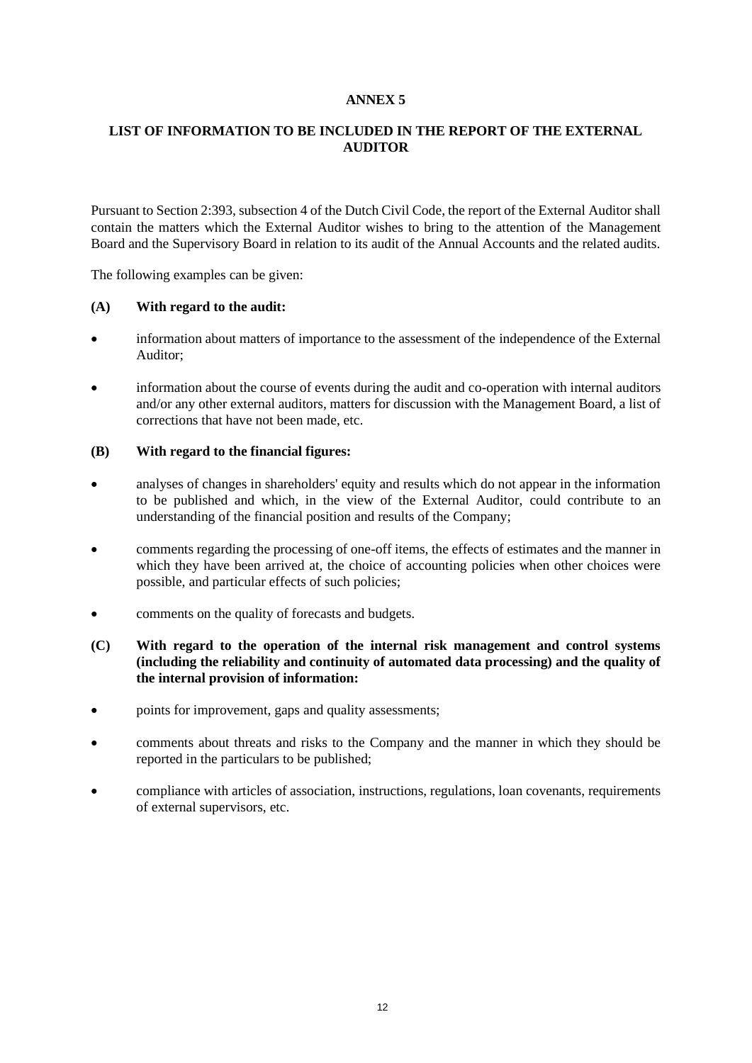# ANNEX 5

## LIST OF INFORMATION TO BE INCLUDED IN THE REPORT OF THE EXTERNAL AUDITOR

Pursuant to Section 2:393, subsection 4 of the Dutch Civil Code, the report of the External Auditor shall contain the matters which the External Auditor wishes to bring to the attention of the Management Board and the Supervisory Board in relation to its audit of the Annual Accounts and the related audits.

The following examples can be given:

**(A) With regard to the audit:**

- information about matters of importance to the assessment of the independence of the External Auditor;
- information about the course of events during the audit and co-operation with internal auditors and/or any other external auditors, matters for discussion with the Management Board, a list of corrections that have not been made, etc.

**(B) With regard to the financial figures:**

- analyses of changes in shareholders' equity and results which do not appear in the information to be published and which, in the view of the External Auditor, could contribute to an understanding of the financial position and results of the Company;
- comments regarding the processing of one-off items, the effects of estimates and the manner in which they have been arrived at, the choice of accounting policies when other choices were possible, and particular effects of such policies;
- comments on the quality of forecasts and budgets.

**(C) With regard to the operation of the internal risk management and control systems (including the reliability and continuity of automated data processing) and the quality of the internal provision of information:**

- points for improvement, gaps and quality assessments;
- comments about threats and risks to the Company and the manner in which they should be reported in the particulars to be published;
- compliance with articles of association, instructions, regulations, loan covenants, requirements of external supervisors, etc.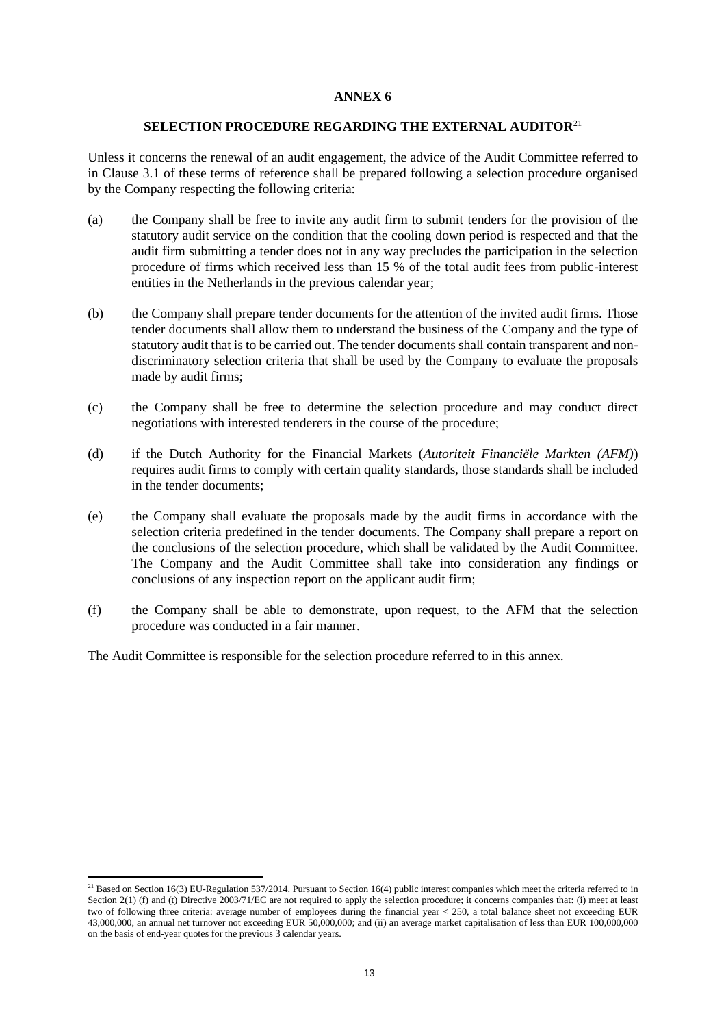# ANNEX 6

## SELECTION PROCEDURE REGARDING THE EXTERNAL AUDITOR[21]

Unless it concerns the renewal of an audit engagement, the advice of the Audit Committee referred to in Clause 3.1 of these terms of reference shall be prepared following a selection procedure organised by the Company respecting the following criteria:

(a) the Company shall be free to invite any audit firm to submit tenders for the provision of the statutory audit service on the condition that the cooling down period is respected and that the audit firm submitting a tender does not in any way precludes the participation in the selection procedure of firms which received less than 15 % of the total audit fees from public-interest entities in the Netherlands in the previous calendar year;

(b) the Company shall prepare tender documents for the attention of the invited audit firms. Those tender documents shall allow them to understand the business of the Company and the type of statutory audit that is to be carried out. The tender documents shall contain transparent and non-discriminatory selection criteria that shall be used by the Company to evaluate the proposals made by audit firms;

(c) the Company shall be free to determine the selection procedure and may conduct direct negotiations with interested tenderers in the course of the procedure;

(d) if the Dutch Authority for the Financial Markets (*Autoriteit Financiële Markten (AFM)*) requires audit firms to comply with certain quality standards, those standards shall be included in the tender documents;

(e) the Company shall evaluate the proposals made by the audit firms in accordance with the selection criteria predefined in the tender documents. The Company shall prepare a report on the conclusions of the selection procedure, which shall be validated by the Audit Committee. The Company and the Audit Committee shall take into consideration any findings or conclusions of any inspection report on the applicant audit firm;

(f) the Company shall be able to demonstrate, upon request, to the AFM that the selection procedure was conducted in a fair manner.

The Audit Committee is responsible for the selection procedure referred to in this annex.

---

[21] Based on Section 16(3) EU-Regulation 537/2014. Pursuant to Section 16(4) public interest companies which meet the criteria referred to in Section 2(1) (f) and (t) Directive 2003/71/EC are not required to apply the selection procedure; it concerns companies that: (i) meet at least two of following three criteria: average number of employees during the financial year < 250, a total balance sheet not exceeding EUR 43,000,000, an annual net turnover not exceeding EUR 50,000,000; and (ii) an average market capitalisation of less than EUR 100,000,000 on the basis of end-year quotes for the previous 3 calendar years.